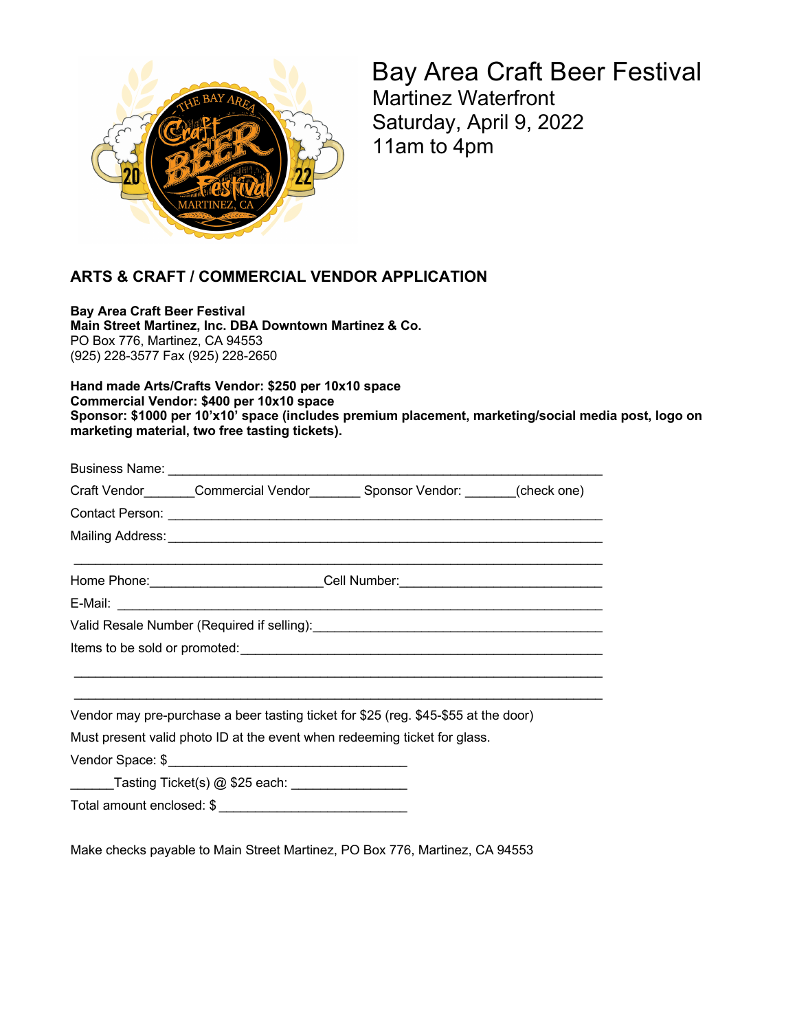# Bay Area Craft Beer Festival

Martinez Waterfront
Saturday, April 9, 2022
11am to 4pm

## ARTS & CRAFT / COMMERCIAL VENDOR APPLICATION

**Bay Area Craft Beer Festival**
**Main Street Martinez, Inc. DBA Downtown Martinez & Co.**
PO Box 776, Martinez, CA 94553
(925) 228-3577 Fax (925) 228-2650

**Hand made Arts/Crafts Vendor: $250 per 10x10 space**
**Commercial Vendor: $400 per 10x10 space**
**Sponsor: $1000 per 10'x10' space (includes premium placement, marketing/social media post, logo on marketing material, two free tasting tickets).**

Business Name: ______________________________________________________________

Craft Vendor_______Commercial Vendor_______ Sponsor Vendor: _______(check one)

Contact Person: ______________________________________________________________

Mailing Address: ______________________________________________________________

______________________________________________________________________________

Home Phone:_______________________Cell Number:___________________________

E-Mail: _______________________________________________________________________

Valid Resale Number (Required if selling):_______________________________________

Items to be sold or promoted:__________________________________________________

______________________________________________________________________________

______________________________________________________________________________

Vendor may pre-purchase a beer tasting ticket for $25 (reg. $45-$55 at the door)

Must present valid photo ID at the event when redeeming ticket for glass.

Vendor Space: $________________________________

______Tasting Ticket(s) @ $25 each: _______________

Total amount enclosed: $ _________________________

Make checks payable to Main Street Martinez, PO Box 776, Martinez, CA 94553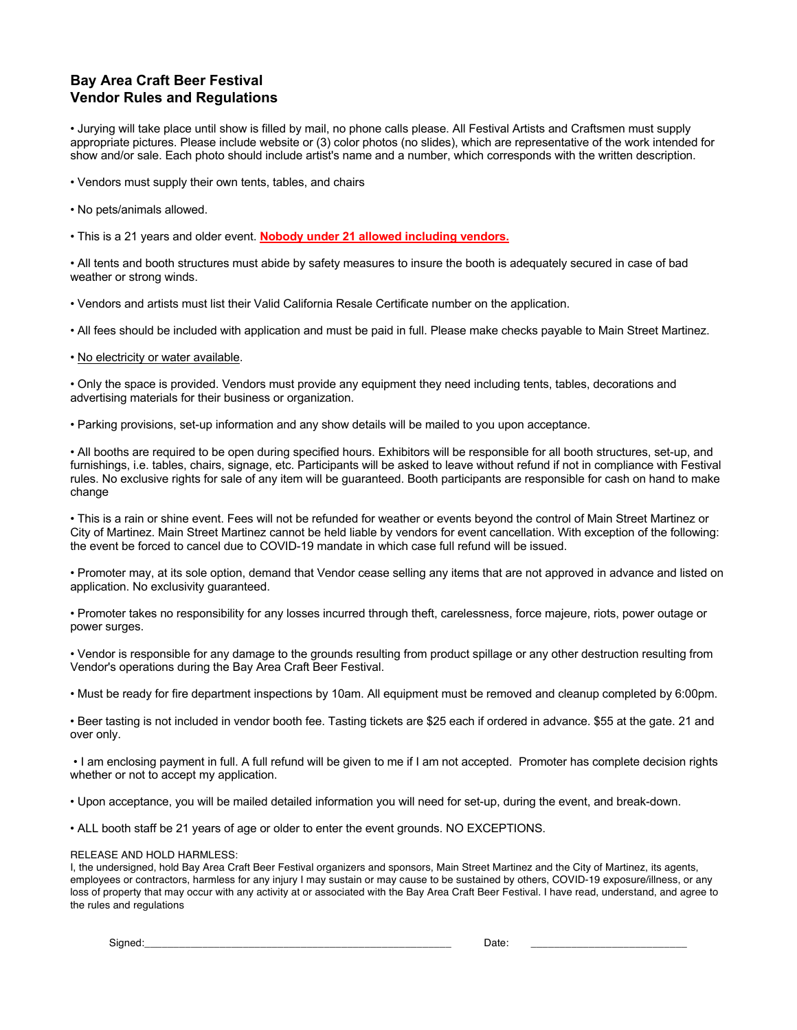## Bay Area Craft Beer Festival
## Vendor Rules and Regulations

- Jurying will take place until show is filled by mail, no phone calls please. All Festival Artists and Craftsmen must supply appropriate pictures. Please include website or (3) color photos (no slides), which are representative of the work intended for show and/or sale. Each photo should include artist's name and a number, which corresponds with the written description.

- Vendors must supply their own tents, tables, and chairs

- No pets/animals allowed.

- This is a 21 years and older event. **Nobody under 21 allowed including vendors.**

- All tents and booth structures must abide by safety measures to insure the booth is adequately secured in case of bad weather or strong winds.

- Vendors and artists must list their Valid California Resale Certificate number on the application.

- All fees should be included with application and must be paid in full. Please make checks payable to Main Street Martinez.

- No electricity or water available.

- Only the space is provided. Vendors must provide any equipment they need including tents, tables, decorations and advertising materials for their business or organization.

- Parking provisions, set-up information and any show details will be mailed to you upon acceptance.

- All booths are required to be open during specified hours. Exhibitors will be responsible for all booth structures, set-up, and furnishings, i.e. tables, chairs, signage, etc. Participants will be asked to leave without refund if not in compliance with Festival rules. No exclusive rights for sale of any item will be guaranteed. Booth participants are responsible for cash on hand to make change

- This is a rain or shine event. Fees will not be refunded for weather or events beyond the control of Main Street Martinez or City of Martinez. Main Street Martinez cannot be held liable by vendors for event cancellation. With exception of the following: the event be forced to cancel due to COVID-19 mandate in which case full refund will be issued.

- Promoter may, at its sole option, demand that Vendor cease selling any items that are not approved in advance and listed on application. No exclusivity guaranteed.

- Promoter takes no responsibility for any losses incurred through theft, carelessness, force majeure, riots, power outage or power surges.

- Vendor is responsible for any damage to the grounds resulting from product spillage or any other destruction resulting from Vendor's operations during the Bay Area Craft Beer Festival.

- Must be ready for fire department inspections by 10am. All equipment must be removed and cleanup completed by 6:00pm.

- Beer tasting is not included in vendor booth fee. Tasting tickets are $25 each if ordered in advance. $55 at the gate. 21 and over only.

- I am enclosing payment in full. A full refund will be given to me if I am not accepted. Promoter has complete decision rights whether or not to accept my application.

- Upon acceptance, you will be mailed detailed information you will need for set-up, during the event, and break-down.

- ALL booth staff be 21 years of age or older to enter the event grounds. NO EXCEPTIONS.

RELEASE AND HOLD HARMLESS:
I, the undersigned, hold Bay Area Craft Beer Festival organizers and sponsors, Main Street Martinez and the City of Martinez, its agents, employees or contractors, harmless for any injury I may sustain or may cause to be sustained by others, COVID-19 exposure/illness, or any loss of property that may occur with any activity at or associated with the Bay Area Craft Beer Festival. I have read, understand, and agree to the rules and regulations

Signed:______________________________________________________ Date: ___________________________